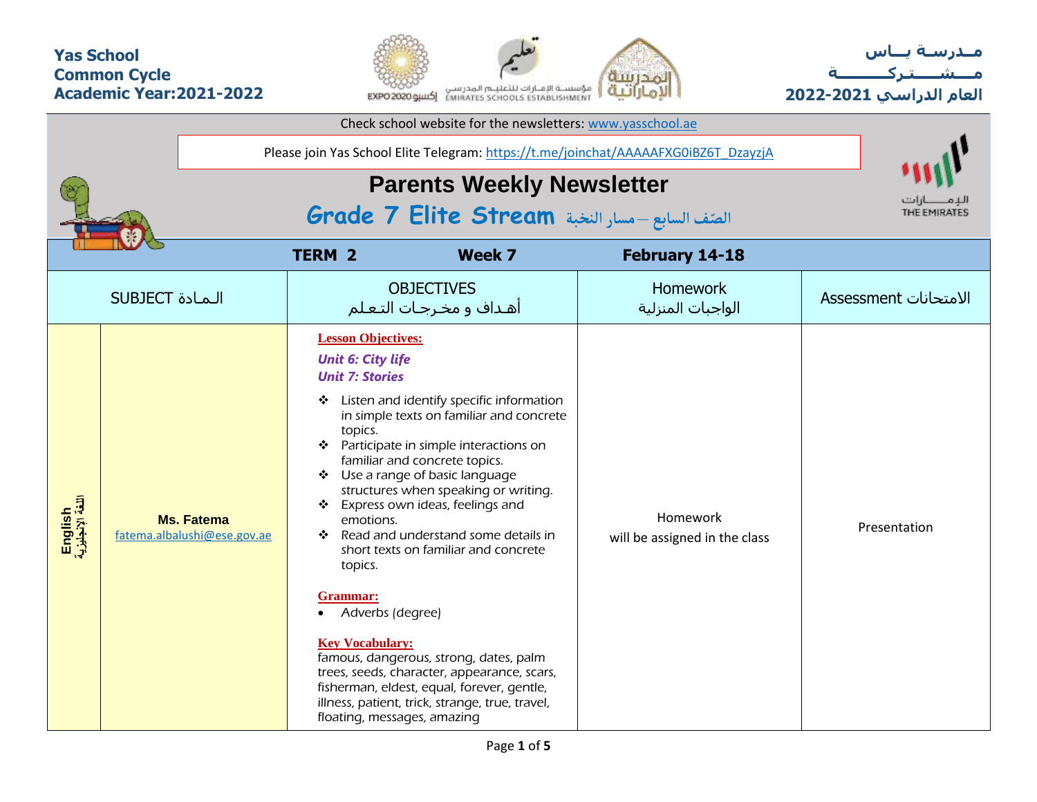**Yas School**
**Common Cycle**
**Academic Year:2021-2022**

**مـدرسـة يــاس**
**مــشـــتـركــــــة**
**العام الدراسي 2021-2022**

Check school website for the newsletters: www.yasschool.ae

Please join Yas School Elite Telegram: https://t.me/joinchat/AAAAAFXG0iBZ6T_DzayzjA

# Parents Weekly Newsletter

## Grade 7 Elite Stream الصّف السابع – مسار النخبة

| TERM 2 | | Week 7 | February 14-18 | |
|---|---|---|---|---|
| SUBJECT الـمـادة | | OBJECTIVES<br>أهـداف و مخـرجـات التـعـلـم | Homework<br>الواجبات المنزلية | Assessment الامتحانات |
| English<br>اللغة الإنجليزية | **Ms. Fatema**<br>fatema.albalushi@ese.gov.ae | **Lesson Objectives:**<br>***Unit 6: City life***<br>***Unit 7: Stories***<br>❖ Listen and identify specific information in simple texts on familiar and concrete topics.<br>❖ Participate in simple interactions on familiar and concrete topics.<br>❖ Use a range of basic language structures when speaking or writing.<br>❖ Express own ideas, feelings and emotions.<br>❖ Read and understand some details in short texts on familiar and concrete topics.<br><br>**Grammar:**<br>• Adverbs (degree)<br><br>**Key Vocabulary:**<br>famous, dangerous, strong, dates, palm trees, seeds, character, appearance, scars, fisherman, eldest, equal, forever, gentle, illness, patient, trick, strange, true, travel, floating, messages, amazing | Homework<br>will be assigned in the class | Presentation |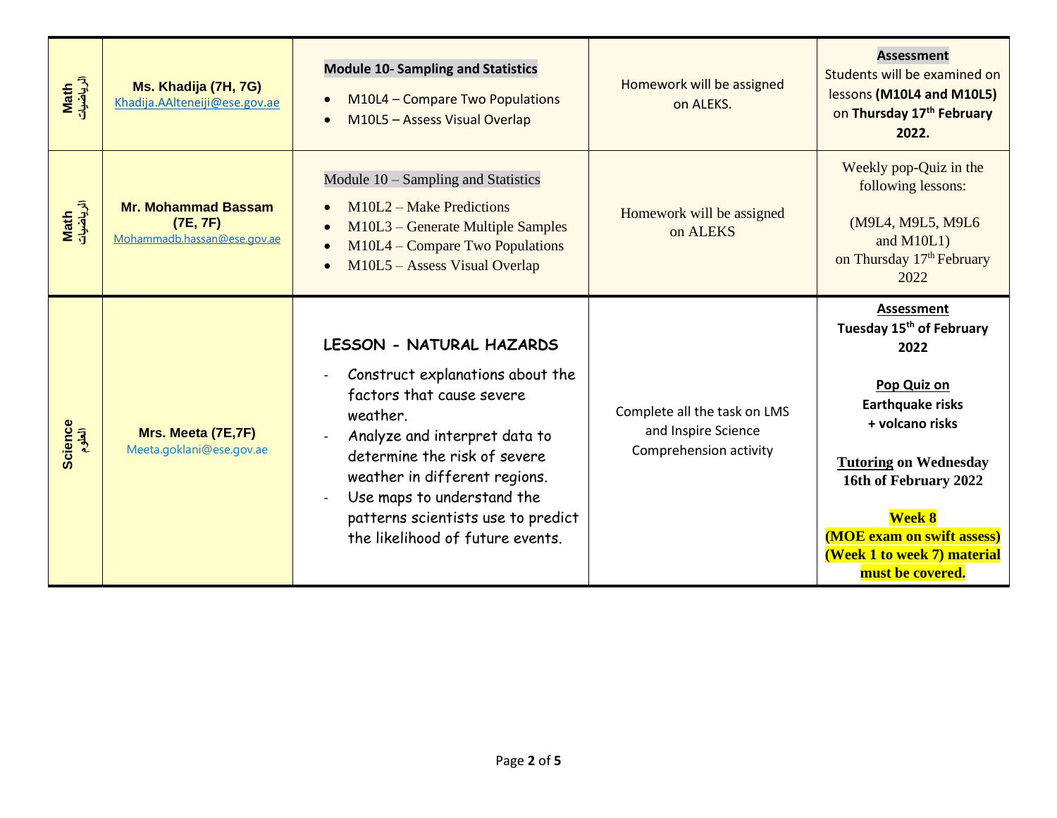| | | | | |
|---|---|---|---|---|
| **Math الرياضيات** | **Ms. Khadija (7H, 7G)** Khadija.AAlteneiji@ese.gov.ae | **Module 10- Sampling and Statistics**<br>• M10L4 – Compare Two Populations<br>• M10L5 – Assess Visual Overlap | Homework will be assigned on ALEKS. | **Assessment**<br>Students will be examined on lessons **(M10L4 and M10L5)** on **Thursday 17th February 2022.** |
| **Math الرياضيات** | **Mr. Mohammad Bassam (7E, 7F)** Mohammadb.hassan@ese.gov.ae | Module 10 – Sampling and Statistics<br>• M10L2 – Make Predictions<br>• M10L3 – Generate Multiple Samples<br>• M10L4 – Compare Two Populations<br>• M10L5 – Assess Visual Overlap | Homework will be assigned on ALEKS | Weekly pop-Quiz in the following lessons:<br><br>(M9L4, M9L5, M9L6 and M10L1) on Thursday 17th February 2022 |
| **Science العلوم** | **Mrs. Meeta (7E,7F)** Meeta.goklani@ese.gov.ae | **LESSON - NATURAL HAZARDS**<br>- Construct explanations about the factors that cause severe weather.<br>- Analyze and interpret data to determine the risk of severe weather in different regions.<br>- Use maps to understand the patterns scientists use to predict the likelihood of future events. | Complete all the task on LMS and Inspire Science Comprehension activity | **Assessment**<br>**Tuesday 15th of February 2022**<br><br>**Pop Quiz on**<br>**Earthquake risks + volcano risks**<br><br>**Tutoring on Wednesday 16th of February 2022**<br><br>**Week 8**<br>**(MOE exam on swift assess)**<br>**(Week 1 to week 7) material must be covered.** |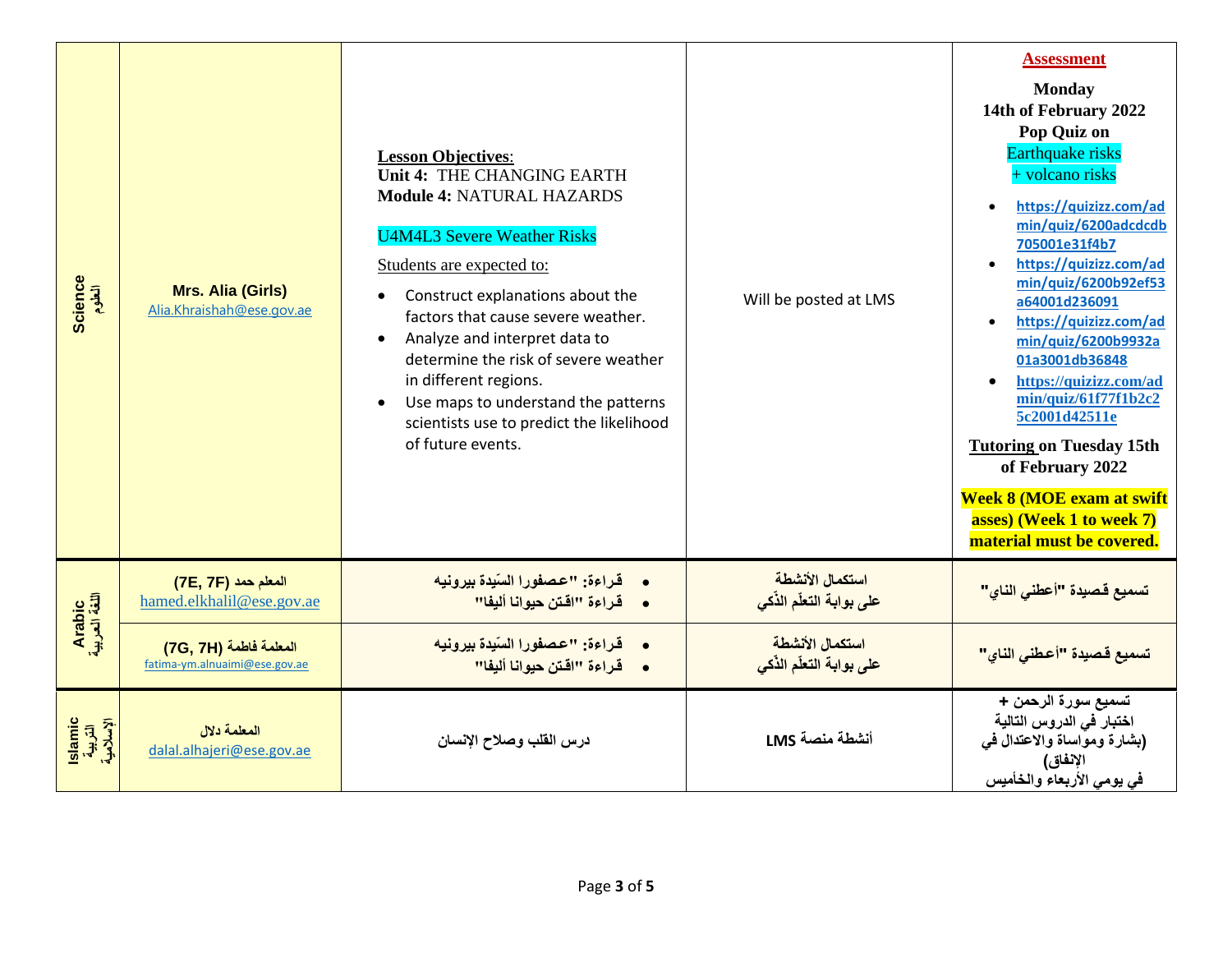| | | | | |
|---|---|---|---|---|
| **Science** العلوم | **Mrs. Alia (Girls)** Alia.Khraishah@ese.gov.ae | **Lesson Objectives**:<br>**Unit 4:** THE CHANGING EARTH<br>**Module 4:** NATURAL HAZARDS<br><br>U4M4L3 Severe Weather Risks<br><br>Students are expected to:<br>• Construct explanations about the factors that cause severe weather.<br>• Analyze and interpret data to determine the risk of severe weather in different regions.<br>• Use maps to understand the patterns scientists use to predict the likelihood of future events. | Will be posted at LMS | **Assessment**<br><br>**Monday 14th of February 2022 Pop Quiz on** Earthquake risks + volcano risks<br>• https://quizizz.com/admin/quiz/6200adcdcdb705001e31f4b7<br>• https://quizizz.com/admin/quiz/6200b92ef53a64001d236091<br>• https://quizizz.com/admin/quiz/6200b9932a01a3001db36848<br>• https://quizizz.com/admin/quiz/61f77f1b2c25c2001d42511e<br><br>**Tutoring on Tuesday 15th of February 2022**<br><br>**Week 8 (MOE exam at swift asses) (Week 1 to week 7) material must be covered.** |
| **Arabic** اللغة العربية | المعلم حمد (7E, 7F) hamed.elkhalil@ese.gov.ae | • قراءة: "عصفورا السّيدة بيرونيه<br>• قراءة "اقتن حيوانا أليفا" | استكمال الأنشطة على بوابة التعلّم الذّكي | تسميع قصيدة "أعطني الناي" |
| | المعلمة فاطمة (7G, 7H) fatima-ym.alnuaimi@ese.gov.ae | • قراءة: "عصفورا السّيدة بيرونيه<br>• قراءة "اقتن حيوانا أليفا" | استكمال الأنشطة على بوابة التعلّم الذّكي | تسميع قصيدة "أعطني الناي" |
| **Islamic** التربية الإسلامية | المعلمة دلال dalal.alhajeri@ese.gov.ae | درس القلب وصلاح الإنسان | أنشطة منصة LMS | تسميع سورة الرحمن + اختبار في الدروس التالية (بشارة ومواساة والاعتدال في الإنفاق) في يومي الأربعاء والخاميس |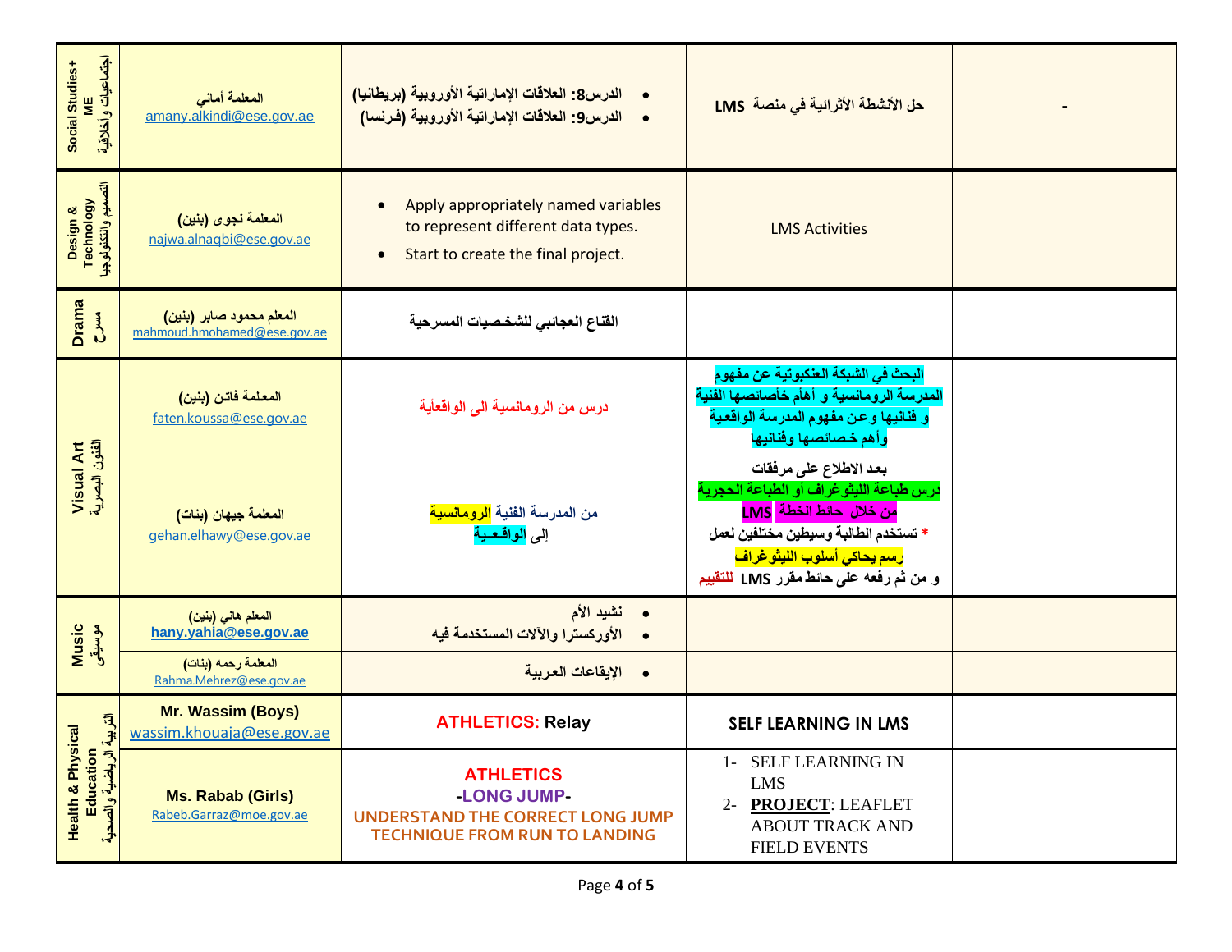| | | | | |
|---|---|---|---|---|
| Social Studies+ ME اجتماعيات وأخلاقية | المعلمة أماني amany.alkindi@ese.gov.ae | • الدرس8: العلاقات الإماراتية الأوروبية (بريطانيا) • الدرس9: العلاقات الإماراتية الأوروبية (فرنسا) | حل الأنشطة الأثرائية في منصة LMS | - |
| Design & Technology التصميم والتكنولوجيا | المعلمة نجوى (بنين) najwa.alnaqbi@ese.gov.ae | • Apply appropriately named variables to represent different data types. • Start to create the final project. | LMS Activities | |
| Drama مسرح | المعلم محمود صابر (بنين) mahmoud.hmohamed@ese.gov.ae | القناع العجائبي للشخصيات المسرحية | | |
| Visual Art الفنون البصرية | المعلمة فاتن (بنين) faten.koussa@ese.gov.ae | درس من الرومانسية الى الواقعأية | البحث في الشبكة العنكبوتية عن مفهوم المدرسة الرومانسية و أهام خاصائصها الفنية و فنانيها وعن مفهوم المدرسة الواقعية وأهم خصائصها وفنانيها | |
| | المعلمة جيهان (بنات) gehan.elhawy@ese.gov.ae | من المدرسة الفنية الرومانسية إلى الواقـعـية | بعد الاطلاع على مرفقات درس طباعة الليثوغراف أو الطباعة الحجرية من خلال حائط الخطة LMS * تستخدم الطالبة وسيطين مختلفين لعمل رسم يحاكي أسلوب الليثوغراف و من ثم رفعه على حائط مقرر LMS للتقييم | |
| Music موسيقى | المعلم هاني (بنين) hany.yahia@ese.gov.ae | • نشيد الأم • الأوركسترا والآلات المستخدمة فيه | | |
| | المعلمة رحمه (بنات) Rahma.Mehrez@ese.gov.ae | • الإيقاعات العربية | | |
| Health & Physical Education التربية الرياضية والصحية | Mr. Wassim (Boys) wassim.khouaja@ese.gov.ae | ATHLETICS: Relay | SELF LEARNING IN LMS | |
| | Ms. Rabab (Girls) Rabeb.Garraz@moe.gov.ae | ATHLETICS -LONG JUMP- UNDERSTAND THE CORRECT LONG JUMP TECHNIQUE FROM RUN TO LANDING | 1- SELF LEARNING IN LMS 2- **PROJECT**: LEAFLET ABOUT TRACK AND FIELD EVENTS | |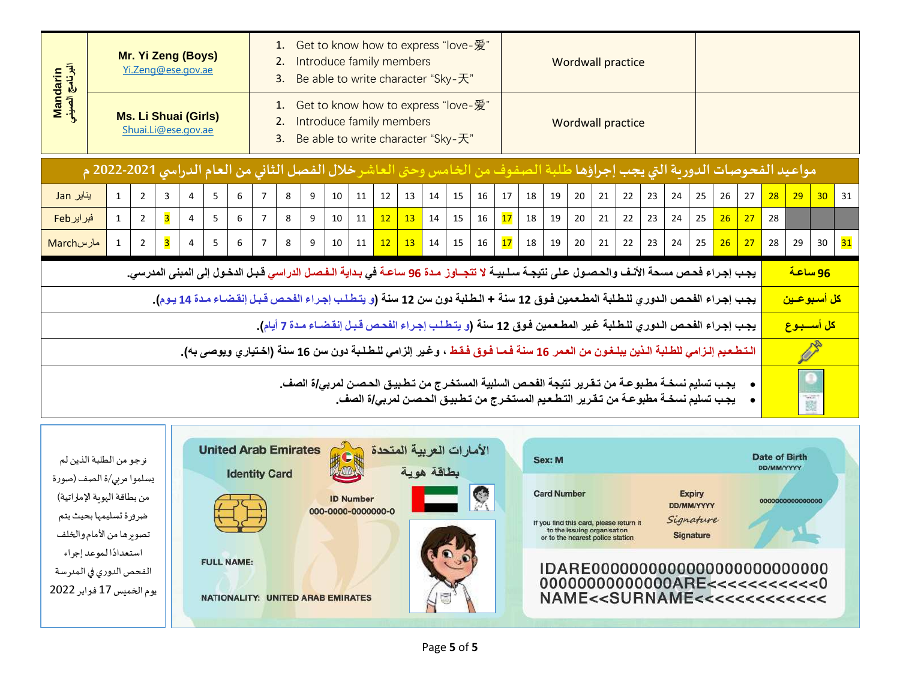| | | | | |
|---|---|---|---|---|
| Mandarin البرنامج الصيني | **Mr. Yi Zeng (Boys)** Yi.Zeng@ese.gov.ae | 1. Get to know how to express "love-爱" 2. Introduce family members 3. Be able to write character "Sky-天" | Wordwall practice | |
| | **Ms. Li Shuai (Girls)** Shuai.Li@ese.gov.ae | 1. Get to know how to express "love-爱" 2. Introduce family members 3. Be able to write character "Sky-天" | Wordwall practice | |

## مواعيد الفحوصات الدورية التي يجب إجراؤها طلبة الصفوف من الخامس وحتى العاشر خلال الفصل الثاني من العام الدراسي 2021-2022 م

| | | | | | | | | | | | | | | | | | | | | | | | | | | | | | | | |
|---|---|---|---|---|---|---|---|---|---|---|---|---|---|---|---|---|---|---|---|---|---|---|---|---|---|---|---|---|---|---|---|
| Jan يناير | 1 | 2 | 3 | 4 | 5 | 6 | 7 | 8 | 9 | 10 | 11 | 12 | 13 | 14 | 15 | 16 | 17 | 18 | 19 | 20 | 21 | 22 | 23 | 24 | 25 | 26 | 27 | 28 | 29 | 30 | 31 |
| Feb فبراير | 1 | 2 | 3 | 4 | 5 | 6 | 7 | 8 | 9 | 10 | 11 | 12 | 13 | 14 | 15 | 16 | 17 | 18 | 19 | 20 | 21 | 22 | 23 | 24 | 25 | 26 | 27 | 28 | | | |
| Marchمارس | 1 | 2 | 3 | 4 | 5 | 6 | 7 | 8 | 9 | 10 | 11 | 12 | 13 | 14 | 15 | 16 | 17 | 18 | 19 | 20 | 21 | 22 | 23 | 24 | 25 | 26 | 27 | 28 | 29 | 30 | 31 |

| | |
|---|---|
| **96 ساعة** | يجب إجراء فحص مسحة الأنف والحصول على نتيجة سلبية لا تتجاوز مدة 96 ساعة في بداية الفصل الدراسي قبل الدخول إلى المبنى المدرسي. |
| **كل أسبوعين** | يجب إجراء الفحص الدوري للطلبة المطعمين فوق 12 سنة + الطلبة دون سن 12 سنة (و يتطلب إجراء الفحص قبل إنقضاء مدة 14 يوم). |
| **كل أسبوع** | يجب إجراء الفحص الدوري للطلبة غير المطعمين فوق 12 سنة (و يتطلب إجراء الفحص قبل إنقضاء مدة 7 أيام). |
| | التطعيم إلزامي للطلبة الذين يبلغون من العمر 16 سنة فما فوق فقط ، وغير إلزامي للطلبة دون سن 16 سنة (اختياري ويوصى به). |
| | • يجب تسليم نسخة مطبوعة من تقرير نتيجة الفحص السلبية المستخرج من تطبيق الحصن لمربي/ة الصف. • يجب تسليم نسخة مطبوعة من تقرير التطعيم المستخرج من تطبيق الحصن لمربي/ة الصف. |

نرجو من الطلبة الذين لم يسلموا مربي/ة الصف (صورة من بطاقة الهوية الإماراتية) ضرورة تسليمها بحيث يتم تصويرها من الأمام والخلف استعدادًا لموعد إجراء الفحص الدوري في المدرسة يوم الخميس 17 فبراير 2022

United Arab Emirates الأمارات العربية المتحدة
Identity Card بطاقة هوية
ID Number
000-0000-0000000-0
FULL NAME:
NATIONALITY: UNITED ARAB EMIRATES

Sex: M
Date of Birth
DD/MM/YYYY
Card Number
0000000000000000
Expiry
DD/MM/YYYY
If you find this card, please return it to the issuing organisation or to the nearest police station
Signature
Signature
IDARE0000000000000000000000000
00000000000000ARE<<<<<<<<<<<0
NAME<<SURNAME<<<<<<<<<<<<<